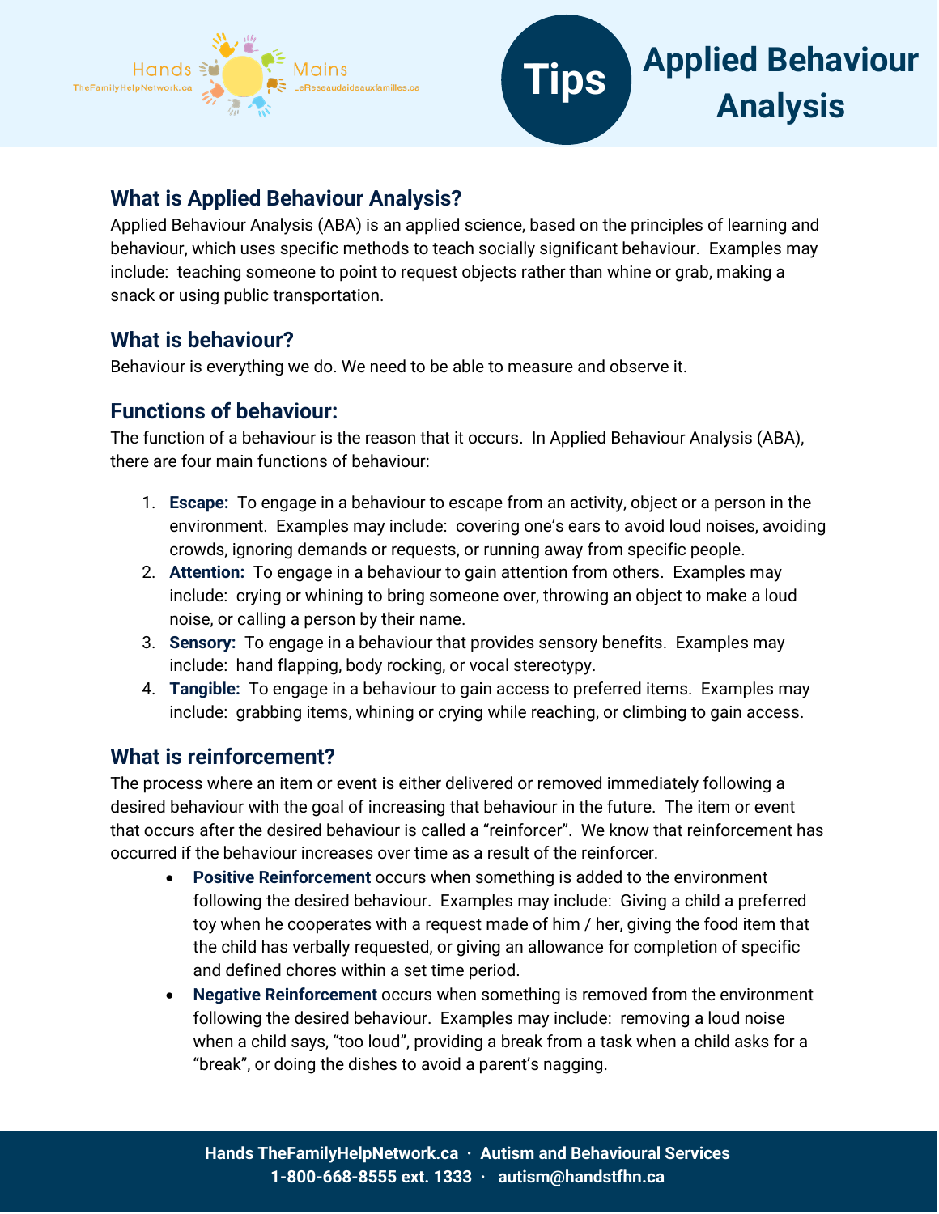Hands TheFamilyHelpNetwork.ca · Mains LeReseaudaideauxfamilles.ca

# Tips Applied Behaviour Analysis

## What is Applied Behaviour Analysis?

Applied Behaviour Analysis (ABA) is an applied science, based on the principles of learning and behaviour, which uses specific methods to teach socially significant behaviour. Examples may include: teaching someone to point to request objects rather than whine or grab, making a snack or using public transportation.

## What is behaviour?

Behaviour is everything we do. We need to be able to measure and observe it.

## Functions of behaviour:

The function of a behaviour is the reason that it occurs. In Applied Behaviour Analysis (ABA), there are four main functions of behaviour:

1. **Escape:** To engage in a behaviour to escape from an activity, object or a person in the environment. Examples may include: covering one's ears to avoid loud noises, avoiding crowds, ignoring demands or requests, or running away from specific people.
2. **Attention:** To engage in a behaviour to gain attention from others. Examples may include: crying or whining to bring someone over, throwing an object to make a loud noise, or calling a person by their name.
3. **Sensory:** To engage in a behaviour that provides sensory benefits. Examples may include: hand flapping, body rocking, or vocal stereotypy.
4. **Tangible:** To engage in a behaviour to gain access to preferred items. Examples may include: grabbing items, whining or crying while reaching, or climbing to gain access.

## What is reinforcement?

The process where an item or event is either delivered or removed immediately following a desired behaviour with the goal of increasing that behaviour in the future. The item or event that occurs after the desired behaviour is called a "reinforcer". We know that reinforcement has occurred if the behaviour increases over time as a result of the reinforcer.

- **Positive Reinforcement** occurs when something is added to the environment following the desired behaviour. Examples may include: Giving a child a preferred toy when he cooperates with a request made of him / her, giving the food item that the child has verbally requested, or giving an allowance for completion of specific and defined chores within a set time period.
- **Negative Reinforcement** occurs when something is removed from the environment following the desired behaviour. Examples may include: removing a loud noise when a child says, "too loud", providing a break from a task when a child asks for a "break", or doing the dishes to avoid a parent's nagging.

**Hands TheFamilyHelpNetwork.ca · Autism and Behavioural Services**
**1-800-668-8555 ext. 1333 · autism@handstfhn.ca**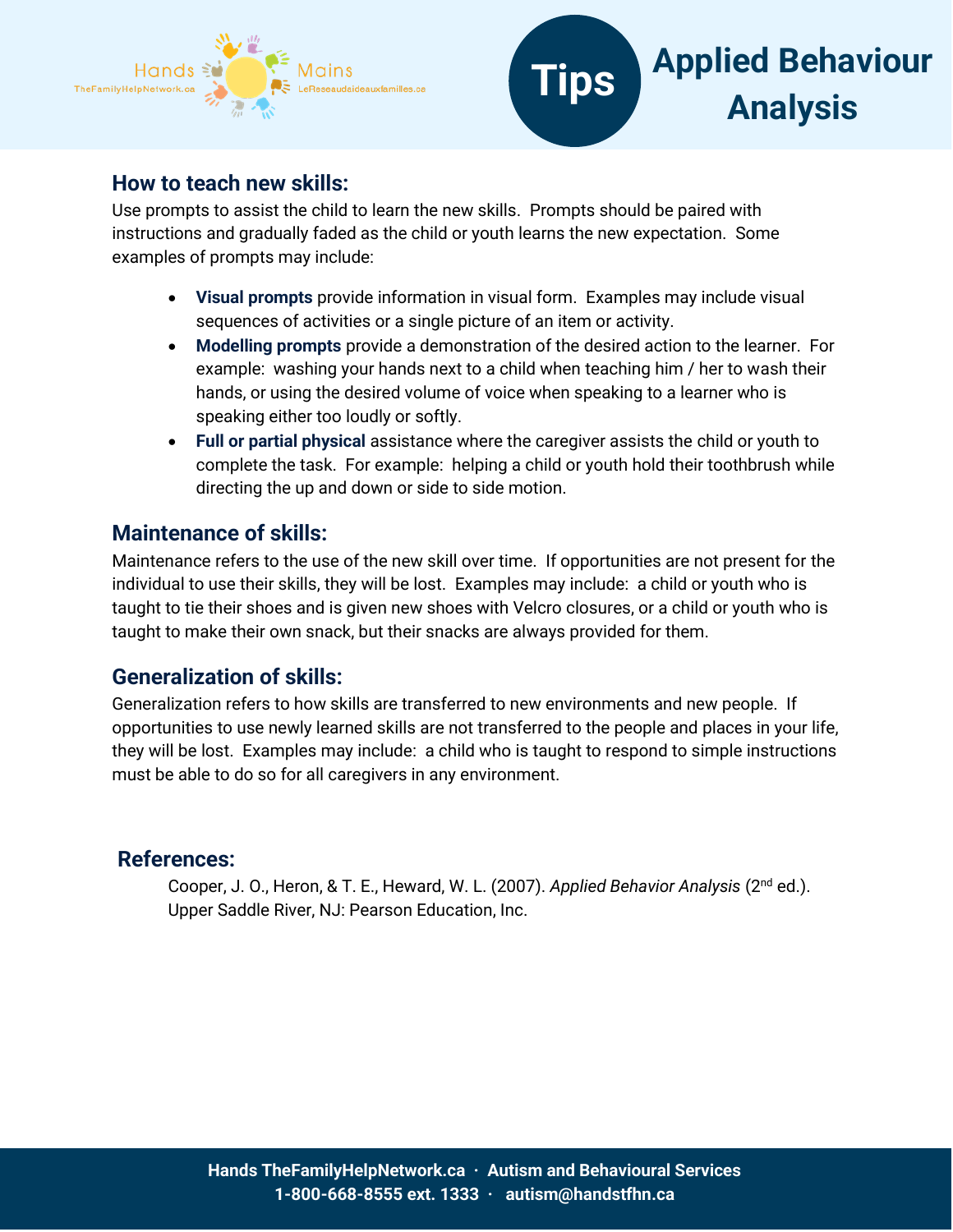# Applied Behaviour Analysis

## How to teach new skills:

Use prompts to assist the child to learn the new skills. Prompts should be paired with instructions and gradually faded as the child or youth learns the new expectation. Some examples of prompts may include:

- **Visual prompts** provide information in visual form. Examples may include visual sequences of activities or a single picture of an item or activity.
- **Modelling prompts** provide a demonstration of the desired action to the learner. For example: washing your hands next to a child when teaching him / her to wash their hands, or using the desired volume of voice when speaking to a learner who is speaking either too loudly or softly.
- **Full or partial physical** assistance where the caregiver assists the child or youth to complete the task. For example: helping a child or youth hold their toothbrush while directing the up and down or side to side motion.

## Maintenance of skills:

Maintenance refers to the use of the new skill over time. If opportunities are not present for the individual to use their skills, they will be lost. Examples may include: a child or youth who is taught to tie their shoes and is given new shoes with Velcro closures, or a child or youth who is taught to make their own snack, but their snacks are always provided for them.

## Generalization of skills:

Generalization refers to how skills are transferred to new environments and new people. If opportunities to use newly learned skills are not transferred to the people and places in your life, they will be lost. Examples may include: a child who is taught to respond to simple instructions must be able to do so for all caregivers in any environment.

## References:

Cooper, J. O., Heron, & T. E., Heward, W. L. (2007). *Applied Behavior Analysis* (2nd ed.). Upper Saddle River, NJ: Pearson Education, Inc.

**Hands TheFamilyHelpNetwork.ca · Autism and Behavioural Services**
**1-800-668-8555 ext. 1333 · autism@handstfhn.ca**